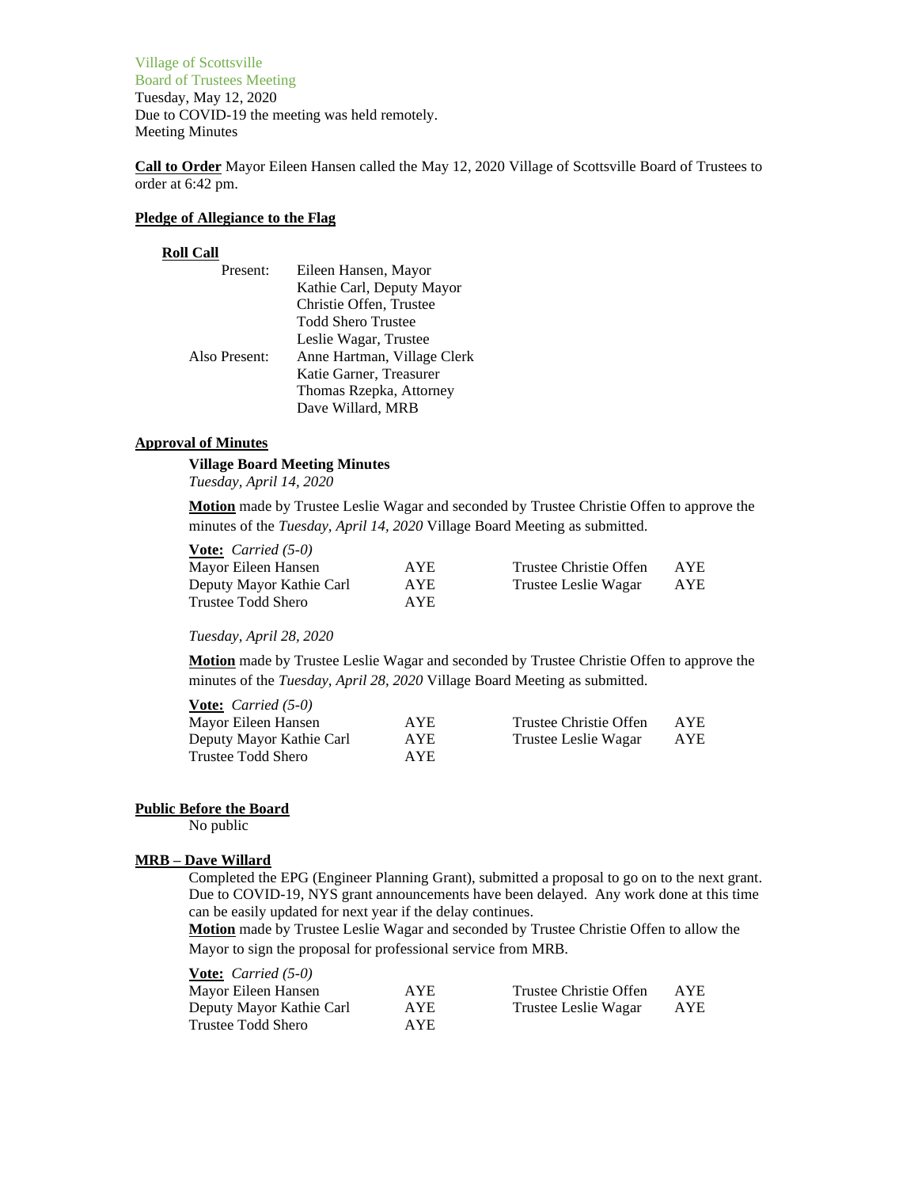Village of Scottsville
Board of Trustees Meeting
Tuesday, May 12, 2020
Due to COVID-19 the meeting was held remotely.
Meeting Minutes

**Call to Order** Mayor Eileen Hansen called the May 12, 2020 Village of Scottsville Board of Trustees to order at 6:42 pm.

**Pledge of Allegiance to the Flag**

**Roll Call**

| | |
|---|---|
| Present: | Eileen Hansen, Mayor |
| | Kathie Carl, Deputy Mayor |
| | Christie Offen, Trustee |
| | Todd Shero Trustee |
| | Leslie Wagar, Trustee |
| Also Present: | Anne Hartman, Village Clerk |
| | Katie Garner, Treasurer |
| | Thomas Rzepka, Attorney |
| | Dave Willard, MRB |

**Approval of Minutes**

**Village Board Meeting Minutes**
*Tuesday, April 14, 2020*

**Motion** made by Trustee Leslie Wagar and seconded by Trustee Christie Offen to approve the minutes of the *Tuesday, April 14, 2020* Village Board Meeting as submitted.

**Vote:** *Carried (5-0)*

| | | | |
|---|---|---|---|
| Mayor Eileen Hansen | AYE | Trustee Christie Offen | AYE |
| Deputy Mayor Kathie Carl | AYE | Trustee Leslie Wagar | AYE |
| Trustee Todd Shero | AYE | | |

*Tuesday, April 28, 2020*

**Motion** made by Trustee Leslie Wagar and seconded by Trustee Christie Offen to approve the minutes of the *Tuesday, April 28, 2020* Village Board Meeting as submitted.

**Vote:** *Carried (5-0)*

| | | | |
|---|---|---|---|
| Mayor Eileen Hansen | AYE | Trustee Christie Offen | AYE |
| Deputy Mayor Kathie Carl | AYE | Trustee Leslie Wagar | AYE |
| Trustee Todd Shero | AYE | | |

**Public Before the Board**

No public

**MRB – Dave Willard**

Completed the EPG (Engineer Planning Grant), submitted a proposal to go on to the next grant. Due to COVID-19, NYS grant announcements have been delayed. Any work done at this time can be easily updated for next year if the delay continues.

**Motion** made by Trustee Leslie Wagar and seconded by Trustee Christie Offen to allow the Mayor to sign the proposal for professional service from MRB.

**Vote:** *Carried (5-0)*

| | | | |
|---|---|---|---|
| Mayor Eileen Hansen | AYE | Trustee Christie Offen | AYE |
| Deputy Mayor Kathie Carl | AYE | Trustee Leslie Wagar | AYE |
| Trustee Todd Shero | AYE | | |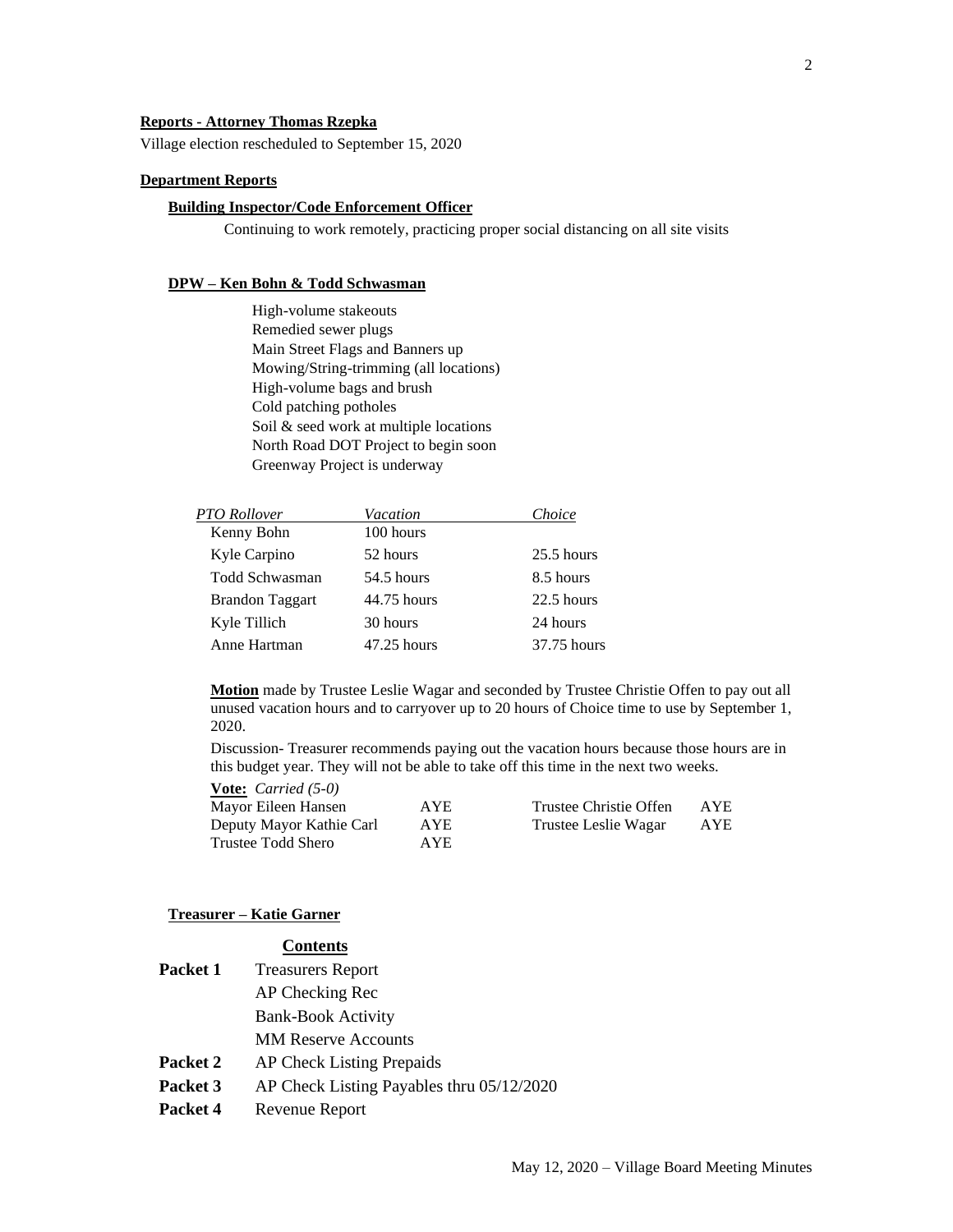**Reports - Attorney Thomas Rzepka**

Village election rescheduled to September 15, 2020

**Department Reports**

**Building Inspector/Code Enforcement Officer**

Continuing to work remotely, practicing proper social distancing on all site visits

**DPW – Ken Bohn & Todd Schwasman**

High-volume stakeouts
Remedied sewer plugs
Main Street Flags and Banners up
Mowing/String-trimming (all locations)
High-volume bags and brush
Cold patching potholes
Soil & seed work at multiple locations
North Road DOT Project to begin soon
Greenway Project is underway

| *PTO Rollover* | *Vacation* | *Choice* |
|---|---|---|
| Kenny Bohn | 100 hours | |
| Kyle Carpino | 52 hours | 25.5 hours |
| Todd Schwasman | 54.5 hours | 8.5 hours |
| Brandon Taggart | 44.75 hours | 22.5 hours |
| Kyle Tillich | 30 hours | 24 hours |
| Anne Hartman | 47.25 hours | 37.75 hours |

**Motion** made by Trustee Leslie Wagar and seconded by Trustee Christie Offen to pay out all unused vacation hours and to carryover up to 20 hours of Choice time to use by September 1, 2020.

Discussion- Treasurer recommends paying out the vacation hours because those hours are in this budget year. They will not be able to take off this time in the next two weeks.

**Vote:** *Carried (5-0)*

| | | | |
|---|---|---|---|
| Mayor Eileen Hansen | AYE | Trustee Christie Offen | AYE |
| Deputy Mayor Kathie Carl | AYE | Trustee Leslie Wagar | AYE |
| Trustee Todd Shero | AYE | | |

**Treasurer – Katie Garner**

**Contents**

| | |
|---|---|
| **Packet 1** | Treasurers Report |
| | AP Checking Rec |
| | Bank-Book Activity |
| | MM Reserve Accounts |
| **Packet 2** | AP Check Listing Prepaids |
| **Packet 3** | AP Check Listing Payables thru 05/12/2020 |
| **Packet 4** | Revenue Report |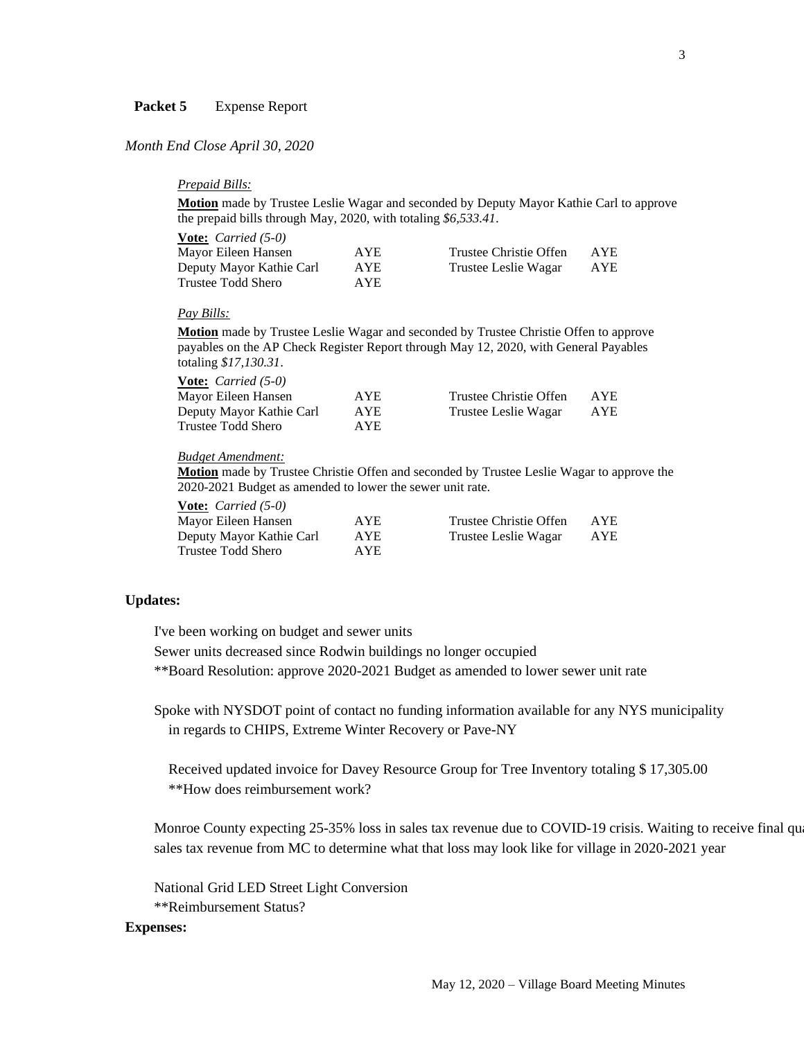**Packet 5** Expense Report

*Month End Close April 30, 2020*

*Prepaid Bills:*

**Motion** made by Trustee Leslie Wagar and seconded by Deputy Mayor Kathie Carl to approve the prepaid bills through May, 2020, with totaling *$6,533.41*.

**Vote:** *Carried (5-0)*

| | | | |
|---|---|---|---|
| Mayor Eileen Hansen | AYE | Trustee Christie Offen | AYE |
| Deputy Mayor Kathie Carl | AYE | Trustee Leslie Wagar | AYE |
| Trustee Todd Shero | AYE | | |

*Pay Bills:*

**Motion** made by Trustee Leslie Wagar and seconded by Trustee Christie Offen to approve payables on the AP Check Register Report through May 12, 2020, with General Payables totaling *$17,130.31*.

**Vote:** *Carried (5-0)*

| | | | |
|---|---|---|---|
| Mayor Eileen Hansen | AYE | Trustee Christie Offen | AYE |
| Deputy Mayor Kathie Carl | AYE | Trustee Leslie Wagar | AYE |
| Trustee Todd Shero | AYE | | |

*Budget Amendment:*

**Motion** made by Trustee Christie Offen and seconded by Trustee Leslie Wagar to approve the 2020-2021 Budget as amended to lower the sewer unit rate.

**Vote:** *Carried (5-0)*

| | | | |
|---|---|---|---|
| Mayor Eileen Hansen | AYE | Trustee Christie Offen | AYE |
| Deputy Mayor Kathie Carl | AYE | Trustee Leslie Wagar | AYE |
| Trustee Todd Shero | AYE | | |

**Updates:**

I've been working on budget and sewer units
Sewer units decreased since Rodwin buildings no longer occupied
**Board Resolution: approve 2020-2021 Budget as amended to lower sewer unit rate

Spoke with NYSDOT point of contact no funding information available for any NYS municipality in regards to CHIPS, Extreme Winter Recovery or Pave-NY

Received updated invoice for Davey Resource Group for Tree Inventory totaling $ 17,305.00
**How does reimbursement work?

Monroe County expecting 25-35% loss in sales tax revenue due to COVID-19 crisis. Waiting to receive final qu sales tax revenue from MC to determine what that loss may look like for village in 2020-2021 year

National Grid LED Street Light Conversion
**Reimbursement Status?

**Expenses:**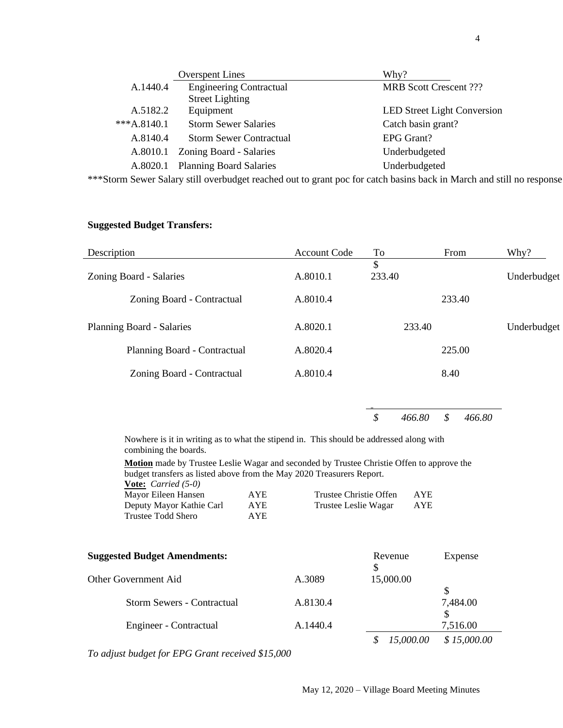| | Overspent Lines | Why? |
|---|---|---|
| A.1440.4 | Engineering Contractual | MRB Scott Crescent ??? |
| A.5182.2 | Street Lighting Equipment | LED Street Light Conversion |
| ***A.8140.1 | Storm Sewer Salaries | Catch basin grant? |
| A.8140.4 | Storm Sewer Contractual | EPG Grant? |
| A.8010.1 | Zoning Board - Salaries | Underbudgeted |
| A.8020.1 | Planning Board Salaries | Underbudgeted |

***Storm Sewer Salary still overbudget reached out to grant poc for catch basins back in March and still no response

**Suggested Budget Transfers:**

| Description | Account Code | To | From | Why? |
|---|---|---|---|---|
| Zoning Board - Salaries | A.8010.1 | $ 233.40 | | Underbudget |
| Zoning Board - Contractual | A.8010.4 | | 233.40 | |
| Planning Board - Salaries | A.8020.1 | 233.40 | | Underbudget |
| Planning Board - Contractual | A.8020.4 | | 225.00 | |
| Zoning Board - Contractual | A.8010.4 | | 8.40 | |
| | | *$ 466.80* | *$ 466.80* | |

Nowhere is it in writing as to what the stipend in. This should be addressed along with combining the boards.

**Motion** made by Trustee Leslie Wagar and seconded by Trustee Christie Offen to approve the budget transfers as listed above from the May 2020 Treasurers Report.

**Vote:** *Carried (5-0)*

| | | | |
|---|---|---|---|
| Mayor Eileen Hansen | AYE | Trustee Christie Offen | AYE |
| Deputy Mayor Kathie Carl | AYE | Trustee Leslie Wagar | AYE |
| Trustee Todd Shero | AYE | | |

| **Suggested Budget Amendments:** | | Revenue | Expense |
|---|---|---|---|
| Other Government Aid | A.3089 | $ 15,000.00 | |
| Storm Sewers - Contractual | A.8130.4 | | $ 7,484.00 |
| Engineer - Contractual | A.1440.4 | | $ 7,516.00 |
| | | *$ 15,000.00* | *$ 15,000.00* |

*To adjust budget for EPG Grant received $15,000*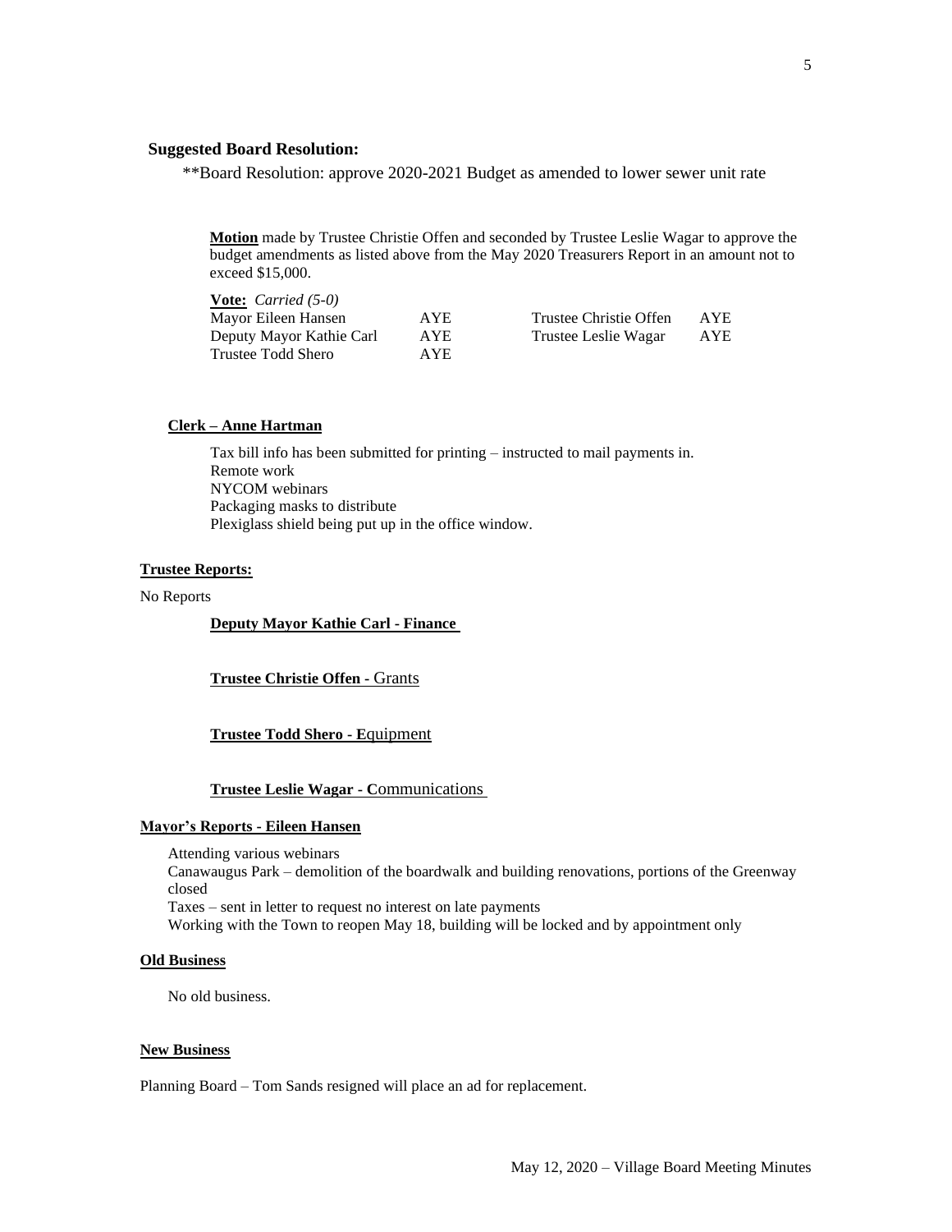**Suggested Board Resolution:**

\*\*Board Resolution: approve 2020-2021 Budget as amended to lower sewer unit rate

**Motion** made by Trustee Christie Offen and seconded by Trustee Leslie Wagar to approve the budget amendments as listed above from the May 2020 Treasurers Report in an amount not to exceed $15,000.

**Vote:** *Carried (5-0)*

| | | | |
|---|---|---|---|
| Mayor Eileen Hansen | AYE | Trustee Christie Offen | AYE |
| Deputy Mayor Kathie Carl | AYE | Trustee Leslie Wagar | AYE |
| Trustee Todd Shero | AYE | | |

**Clerk – Anne Hartman**

Tax bill info has been submitted for printing – instructed to mail payments in.
Remote work
NYCOM webinars
Packaging masks to distribute
Plexiglass shield being put up in the office window.

**Trustee Reports:**

No Reports

**Deputy Mayor Kathie Carl - Finance**

**Trustee Christie Offen -** Grants

**Trustee Todd Shero - E**quipment

**Trustee Leslie Wagar - C**ommunications

**Mayor's Reports - Eileen Hansen**

Attending various webinars
Canawaugus Park – demolition of the boardwalk and building renovations, portions of the Greenway closed
Taxes – sent in letter to request no interest on late payments
Working with the Town to reopen May 18, building will be locked and by appointment only

**Old Business**

No old business.

**New Business**

Planning Board – Tom Sands resigned will place an ad for replacement.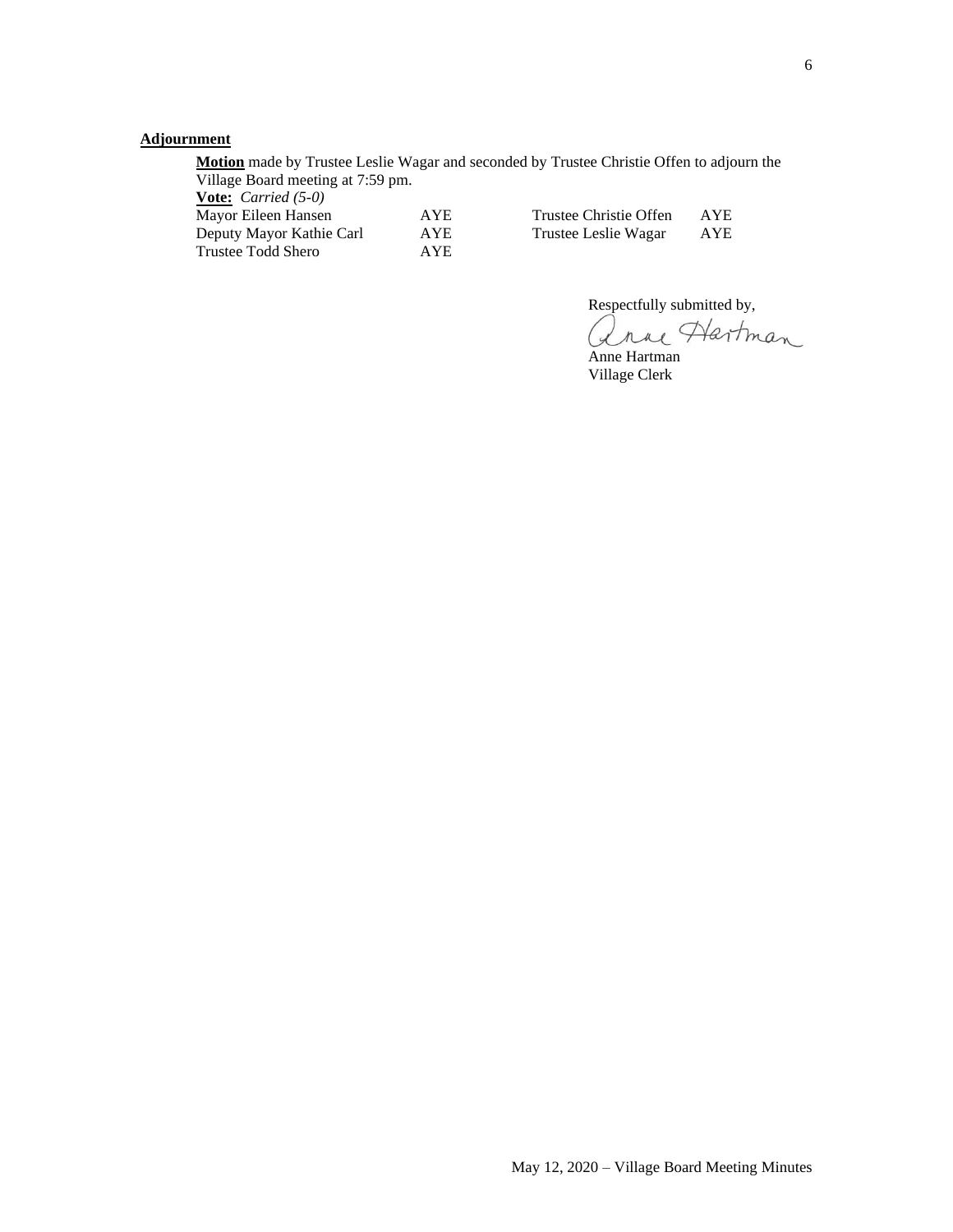**Adjournment**

**Motion** made by Trustee Leslie Wagar and seconded by Trustee Christie Offen to adjourn the Village Board meeting at 7:59 pm.

**Vote:** *Carried (5-0)*

| | | | |
|---|---|---|---|
| Mayor Eileen Hansen | AYE | Trustee Christie Offen | AYE |
| Deputy Mayor Kathie Carl | AYE | Trustee Leslie Wagar | AYE |
| Trustee Todd Shero | AYE | | |

Respectfully submitted by,

Anne Hartman

Anne Hartman
Village Clerk